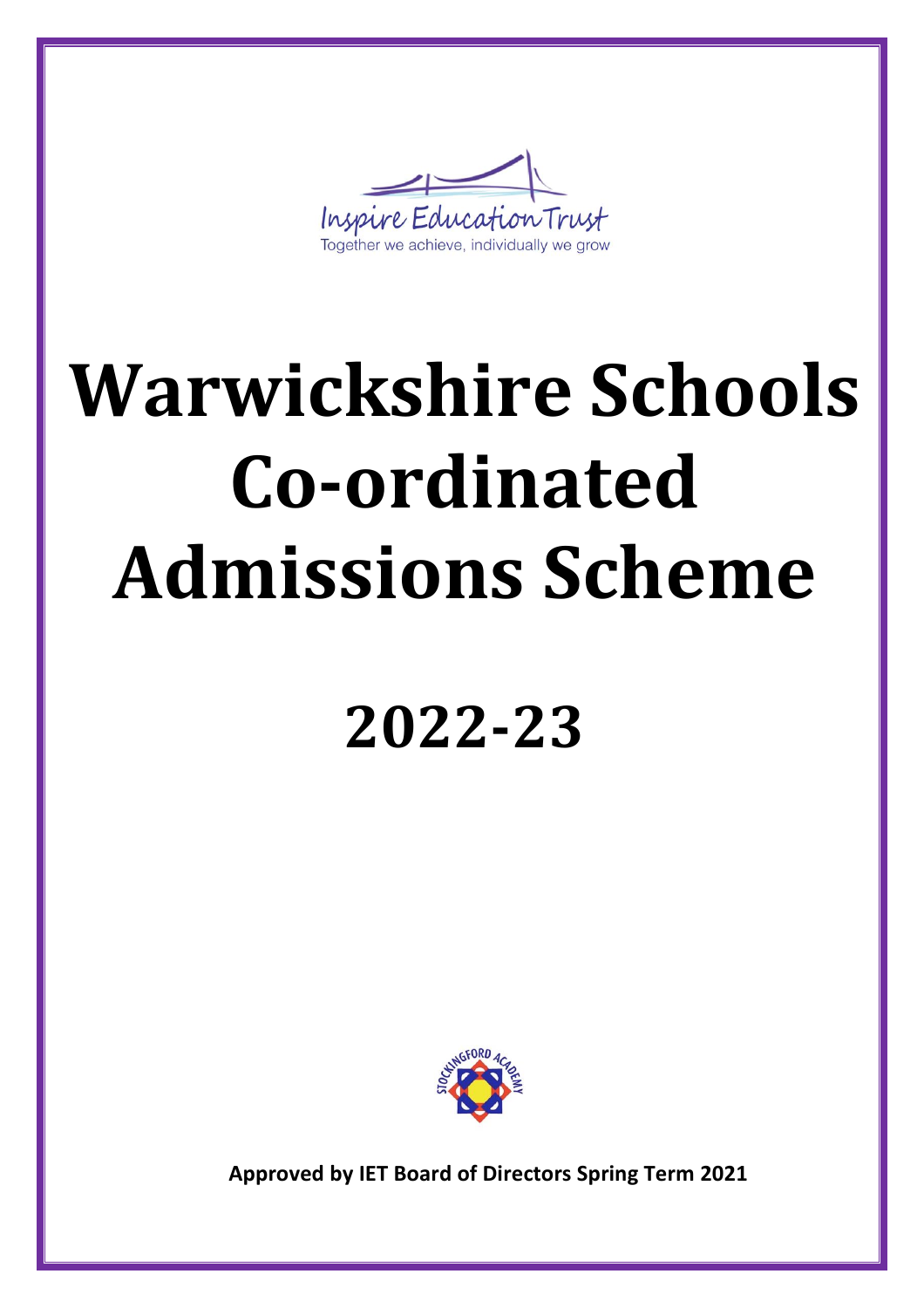Inspire Education Trust

Together we achieve, individually we grow

# Warwickshire Schools Co-ordinated Admissions Scheme

# 2022-23

STOCKINGFORD ACADEMY

**Approved by IET Board of Directors Spring Term 2021**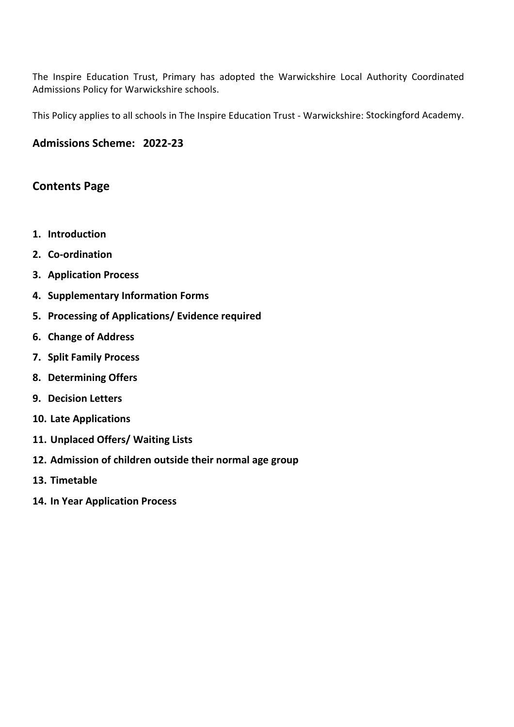The Inspire Education Trust, Primary has adopted the Warwickshire Local Authority Coordinated Admissions Policy for Warwickshire schools.

This Policy applies to all schools in The Inspire Education Trust - Warwickshire: Stockingford Academy.

## Admissions Scheme: 2022-23

## Contents Page

1. **Introduction**
2. **Co-ordination**
3. **Application Process**
4. **Supplementary Information Forms**
5. **Processing of Applications/ Evidence required**
6. **Change of Address**
7. **Split Family Process**
8. **Determining Offers**
9. **Decision Letters**
10. **Late Applications**
11. **Unplaced Offers/ Waiting Lists**
12. **Admission of children outside their normal age group**
13. **Timetable**
14. **In Year Application Process**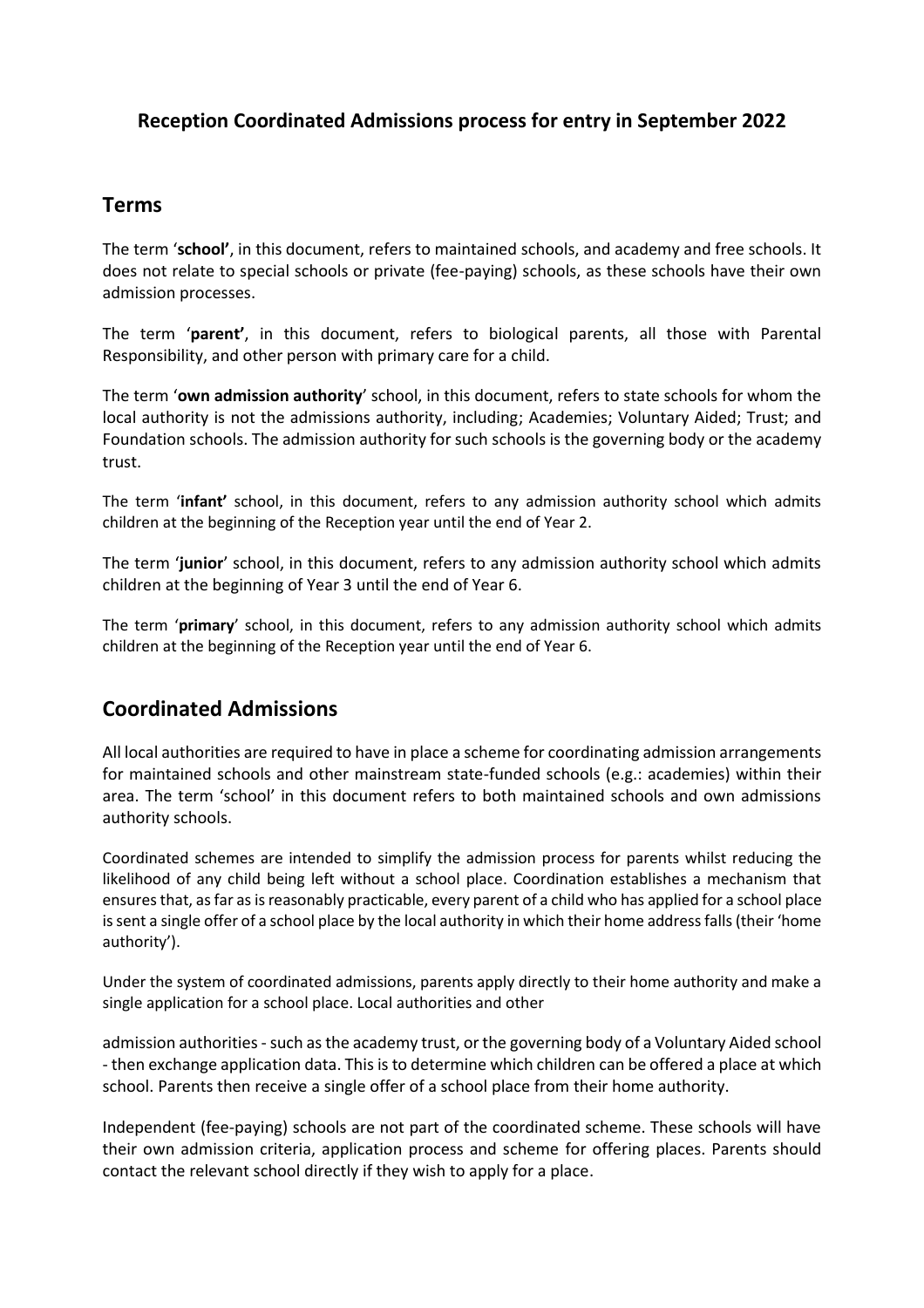## Reception Coordinated Admissions process for entry in September 2022

## Terms

The term '**school'**, in this document, refers to maintained schools, and academy and free schools. It does not relate to special schools or private (fee-paying) schools, as these schools have their own admission processes.

The term '**parent'**, in this document, refers to biological parents, all those with Parental Responsibility, and other person with primary care for a child.

The term '**own admission authority**' school, in this document, refers to state schools for whom the local authority is not the admissions authority, including; Academies; Voluntary Aided; Trust; and Foundation schools. The admission authority for such schools is the governing body or the academy trust.

The term '**infant'** school, in this document, refers to any admission authority school which admits children at the beginning of the Reception year until the end of Year 2.

The term '**junior**' school, in this document, refers to any admission authority school which admits children at the beginning of Year 3 until the end of Year 6.

The term '**primary**' school, in this document, refers to any admission authority school which admits children at the beginning of the Reception year until the end of Year 6.

## Coordinated Admissions

All local authorities are required to have in place a scheme for coordinating admission arrangements for maintained schools and other mainstream state-funded schools (e.g.: academies) within their area. The term 'school' in this document refers to both maintained schools and own admissions authority schools.

Coordinated schemes are intended to simplify the admission process for parents whilst reducing the likelihood of any child being left without a school place. Coordination establishes a mechanism that ensures that, as far as is reasonably practicable, every parent of a child who has applied for a school place is sent a single offer of a school place by the local authority in which their home address falls (their 'home authority').

Under the system of coordinated admissions, parents apply directly to their home authority and make a single application for a school place. Local authorities and other

admission authorities - such as the academy trust, or the governing body of a Voluntary Aided school - then exchange application data. This is to determine which children can be offered a place at which school. Parents then receive a single offer of a school place from their home authority.

Independent (fee-paying) schools are not part of the coordinated scheme. These schools will have their own admission criteria, application process and scheme for offering places. Parents should contact the relevant school directly if they wish to apply for a place.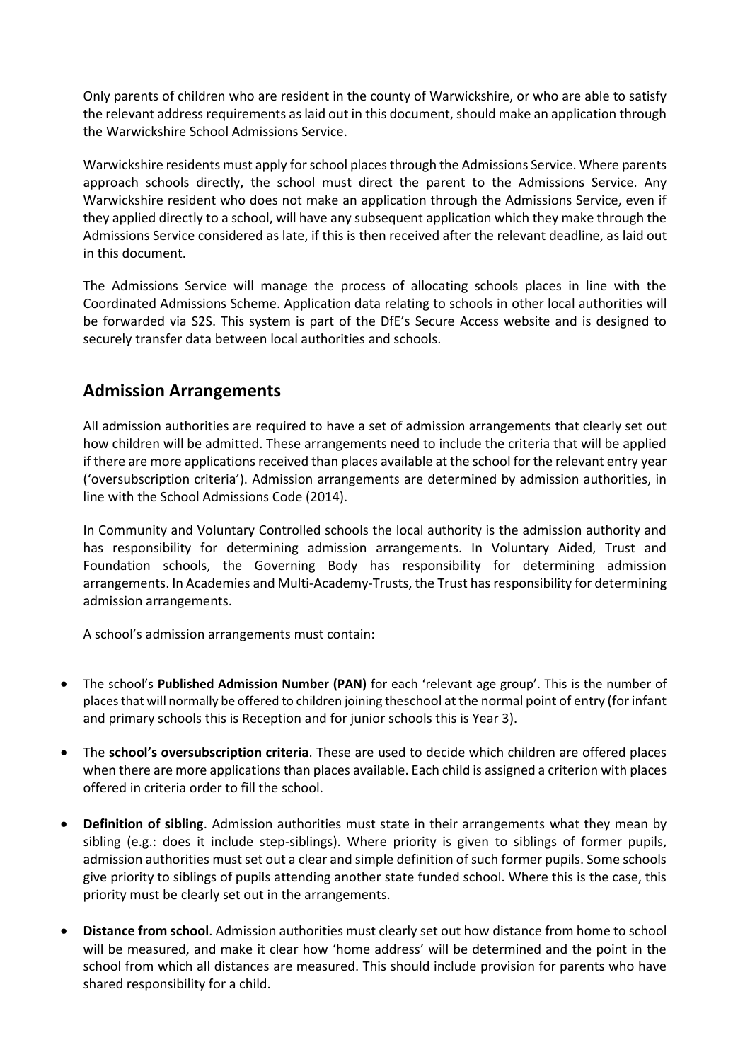Only parents of children who are resident in the county of Warwickshire, or who are able to satisfy the relevant address requirements as laid out in this document, should make an application through the Warwickshire School Admissions Service.

Warwickshire residents must apply for school places through the Admissions Service. Where parents approach schools directly, the school must direct the parent to the Admissions Service. Any Warwickshire resident who does not make an application through the Admissions Service, even if they applied directly to a school, will have any subsequent application which they make through the Admissions Service considered as late, if this is then received after the relevant deadline, as laid out in this document.

The Admissions Service will manage the process of allocating schools places in line with the Coordinated Admissions Scheme. Application data relating to schools in other local authorities will be forwarded via S2S. This system is part of the DfE's Secure Access website and is designed to securely transfer data between local authorities and schools.

## Admission Arrangements

All admission authorities are required to have a set of admission arrangements that clearly set out how children will be admitted. These arrangements need to include the criteria that will be applied if there are more applications received than places available at the school for the relevant entry year ('oversubscription criteria'). Admission arrangements are determined by admission authorities, in line with the School Admissions Code (2014).

In Community and Voluntary Controlled schools the local authority is the admission authority and has responsibility for determining admission arrangements. In Voluntary Aided, Trust and Foundation schools, the Governing Body has responsibility for determining admission arrangements. In Academies and Multi-Academy-Trusts, the Trust has responsibility for determining admission arrangements.

A school's admission arrangements must contain:

- The school's **Published Admission Number (PAN)** for each 'relevant age group'. This is the number of places that will normally be offered to children joining theschool at the normal point of entry (for infant and primary schools this is Reception and for junior schools this is Year 3).
- The **school's oversubscription criteria**. These are used to decide which children are offered places when there are more applications than places available. Each child is assigned a criterion with places offered in criteria order to fill the school.
- **Definition of sibling**. Admission authorities must state in their arrangements what they mean by sibling (e.g.: does it include step-siblings). Where priority is given to siblings of former pupils, admission authorities must set out a clear and simple definition of such former pupils. Some schools give priority to siblings of pupils attending another state funded school. Where this is the case, this priority must be clearly set out in the arrangements.
- **Distance from school**. Admission authorities must clearly set out how distance from home to school will be measured, and make it clear how 'home address' will be determined and the point in the school from which all distances are measured. This should include provision for parents who have shared responsibility for a child.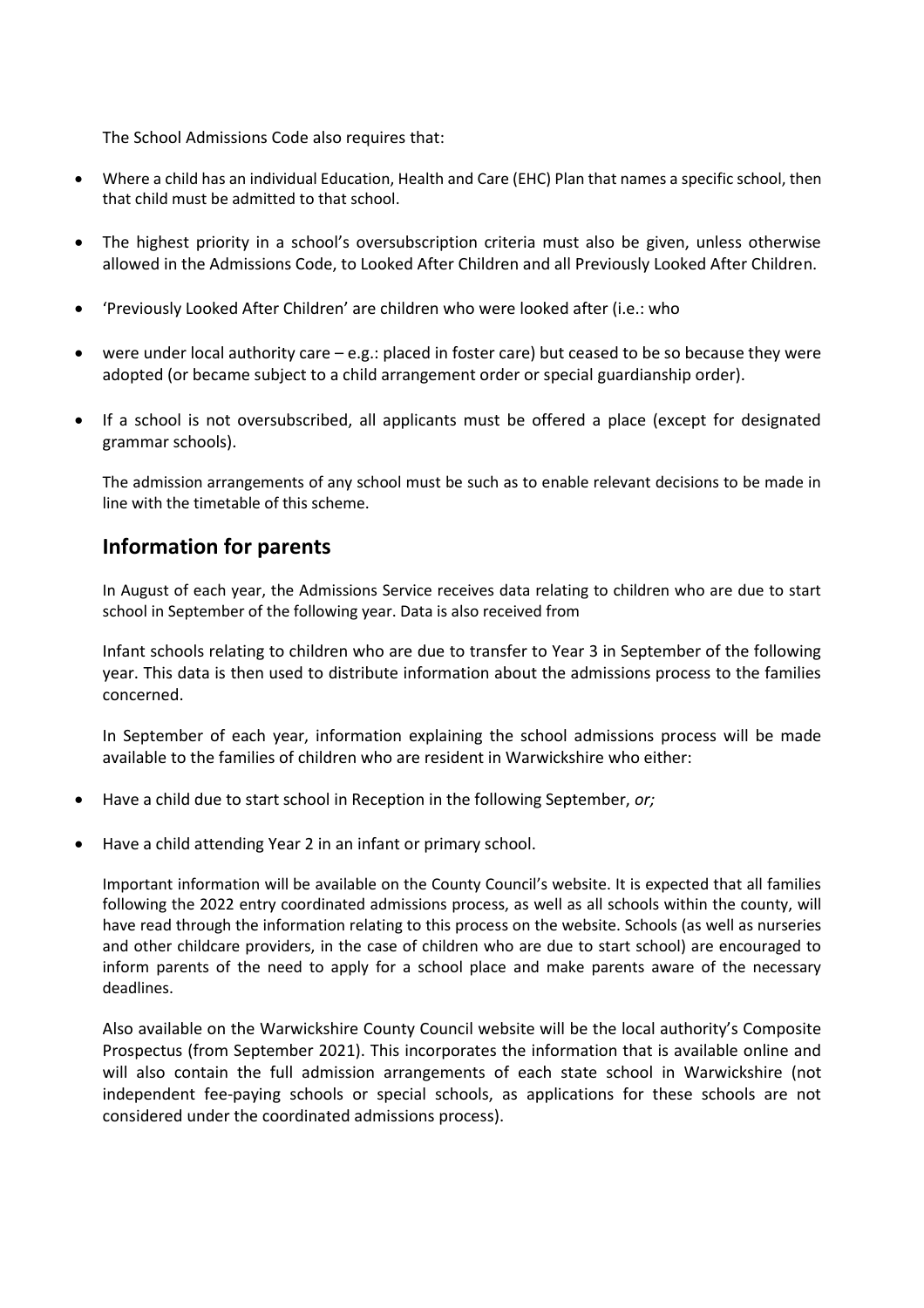The School Admissions Code also requires that:

- Where a child has an individual Education, Health and Care (EHC) Plan that names a specific school, then that child must be admitted to that school.
- The highest priority in a school's oversubscription criteria must also be given, unless otherwise allowed in the Admissions Code, to Looked After Children and all Previously Looked After Children.
- 'Previously Looked After Children' are children who were looked after (i.e.: who
- were under local authority care – e.g.: placed in foster care) but ceased to be so because they were adopted (or became subject to a child arrangement order or special guardianship order).
- If a school is not oversubscribed, all applicants must be offered a place (except for designated grammar schools).

The admission arrangements of any school must be such as to enable relevant decisions to be made in line with the timetable of this scheme.

## Information for parents

In August of each year, the Admissions Service receives data relating to children who are due to start school in September of the following year. Data is also received from

Infant schools relating to children who are due to transfer to Year 3 in September of the following year. This data is then used to distribute information about the admissions process to the families concerned.

In September of each year, information explaining the school admissions process will be made available to the families of children who are resident in Warwickshire who either:

- Have a child due to start school in Reception in the following September, *or;*
- Have a child attending Year 2 in an infant or primary school.

Important information will be available on the County Council's website. It is expected that all families following the 2022 entry coordinated admissions process, as well as all schools within the county, will have read through the information relating to this process on the website. Schools (as well as nurseries and other childcare providers, in the case of children who are due to start school) are encouraged to inform parents of the need to apply for a school place and make parents aware of the necessary deadlines.

Also available on the Warwickshire County Council website will be the local authority's Composite Prospectus (from September 2021). This incorporates the information that is available online and will also contain the full admission arrangements of each state school in Warwickshire (not independent fee-paying schools or special schools, as applications for these schools are not considered under the coordinated admissions process).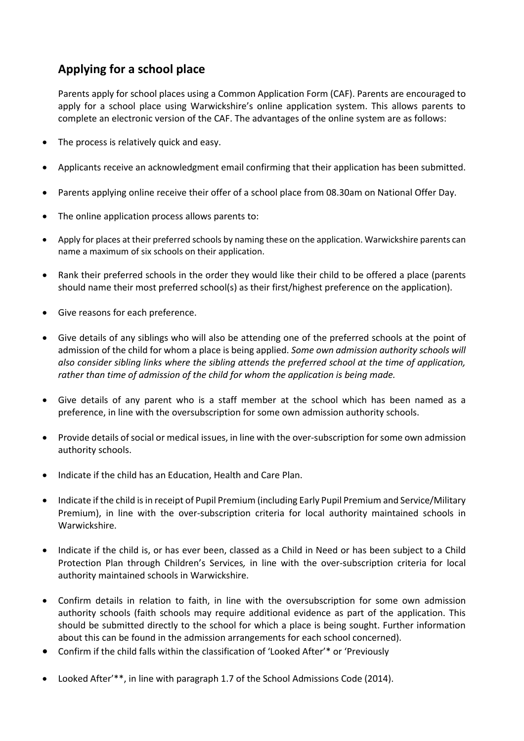## Applying for a school place

Parents apply for school places using a Common Application Form (CAF). Parents are encouraged to apply for a school place using Warwickshire's online application system. This allows parents to complete an electronic version of the CAF. The advantages of the online system are as follows:

- The process is relatively quick and easy.
- Applicants receive an acknowledgment email confirming that their application has been submitted.
- Parents applying online receive their offer of a school place from 08.30am on National Offer Day.
- The online application process allows parents to:
- Apply for places at their preferred schools by naming these on the application. Warwickshire parents can name a maximum of six schools on their application.
- Rank their preferred schools in the order they would like their child to be offered a place (parents should name their most preferred school(s) as their first/highest preference on the application).
- Give reasons for each preference.
- Give details of any siblings who will also be attending one of the preferred schools at the point of admission of the child for whom a place is being applied. *Some own admission authority schools will also consider sibling links where the sibling attends the preferred school at the time of application, rather than time of admission of the child for whom the application is being made.*
- Give details of any parent who is a staff member at the school which has been named as a preference, in line with the oversubscription for some own admission authority schools.
- Provide details of social or medical issues, in line with the over-subscription for some own admission authority schools.
- Indicate if the child has an Education, Health and Care Plan.
- Indicate if the child is in receipt of Pupil Premium (including Early Pupil Premium and Service/Military Premium), in line with the over-subscription criteria for local authority maintained schools in Warwickshire.
- Indicate if the child is, or has ever been, classed as a Child in Need or has been subject to a Child Protection Plan through Children's Services, in line with the over-subscription criteria for local authority maintained schools in Warwickshire.
- Confirm details in relation to faith, in line with the oversubscription for some own admission authority schools (faith schools may require additional evidence as part of the application. This should be submitted directly to the school for which a place is being sought. Further information about this can be found in the admission arrangements for each school concerned).
- Confirm if the child falls within the classification of 'Looked After'* or 'Previously
- Looked After'**, in line with paragraph 1.7 of the School Admissions Code (2014).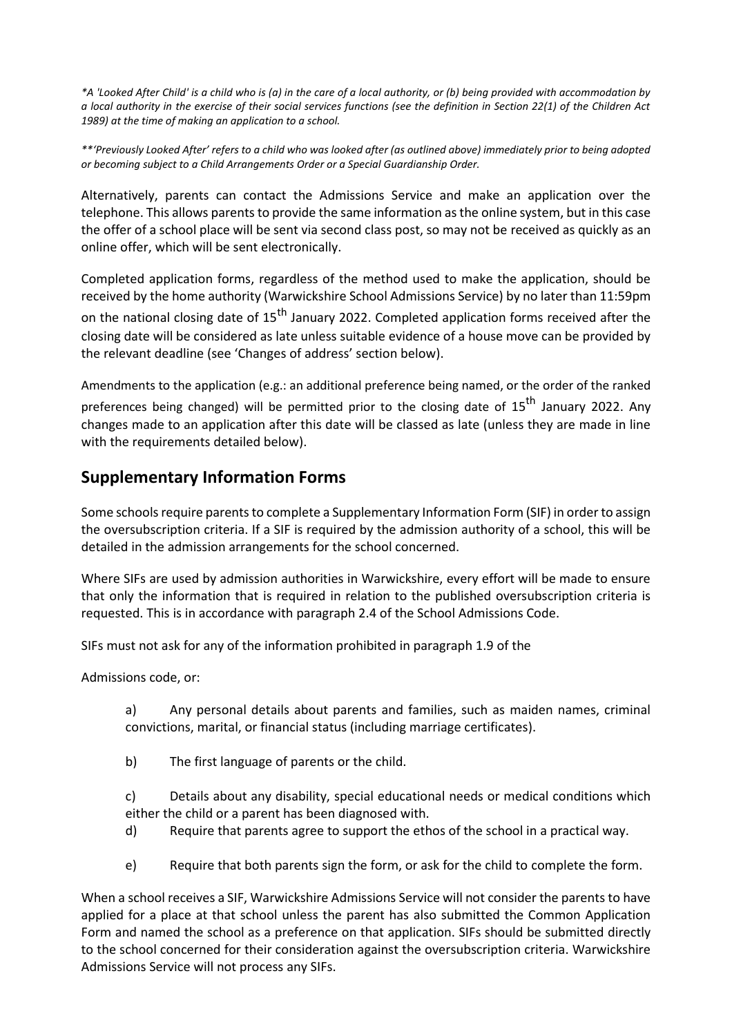*\*A 'Looked After Child' is a child who is (a) in the care of a local authority, or (b) being provided with accommodation by a local authority in the exercise of their social services functions (see the definition in Section 22(1) of the Children Act 1989) at the time of making an application to a school.*

*\*\*'Previously Looked After' refers to a child who was looked after (as outlined above) immediately prior to being adopted or becoming subject to a Child Arrangements Order or a Special Guardianship Order.*

Alternatively, parents can contact the Admissions Service and make an application over the telephone. This allows parents to provide the same information as the online system, but in this case the offer of a school place will be sent via second class post, so may not be received as quickly as an online offer, which will be sent electronically.

Completed application forms, regardless of the method used to make the application, should be received by the home authority (Warwickshire School Admissions Service) by no later than 11:59pm on the national closing date of 15th January 2022. Completed application forms received after the closing date will be considered as late unless suitable evidence of a house move can be provided by the relevant deadline (see 'Changes of address' section below).

Amendments to the application (e.g.: an additional preference being named, or the order of the ranked preferences being changed) will be permitted prior to the closing date of 15th January 2022. Any changes made to an application after this date will be classed as late (unless they are made in line with the requirements detailed below).

## Supplementary Information Forms

Some schools require parents to complete a Supplementary Information Form (SIF) in order to assign the oversubscription criteria. If a SIF is required by the admission authority of a school, this will be detailed in the admission arrangements for the school concerned.

Where SIFs are used by admission authorities in Warwickshire, every effort will be made to ensure that only the information that is required in relation to the published oversubscription criteria is requested. This is in accordance with paragraph 2.4 of the School Admissions Code.

SIFs must not ask for any of the information prohibited in paragraph 1.9 of the

Admissions code, or:

a) Any personal details about parents and families, such as maiden names, criminal convictions, marital, or financial status (including marriage certificates).

b) The first language of parents or the child.

c) Details about any disability, special educational needs or medical conditions which either the child or a parent has been diagnosed with.

d) Require that parents agree to support the ethos of the school in a practical way.

e) Require that both parents sign the form, or ask for the child to complete the form.

When a school receives a SIF, Warwickshire Admissions Service will not consider the parents to have applied for a place at that school unless the parent has also submitted the Common Application Form and named the school as a preference on that application. SIFs should be submitted directly to the school concerned for their consideration against the oversubscription criteria. Warwickshire Admissions Service will not process any SIFs.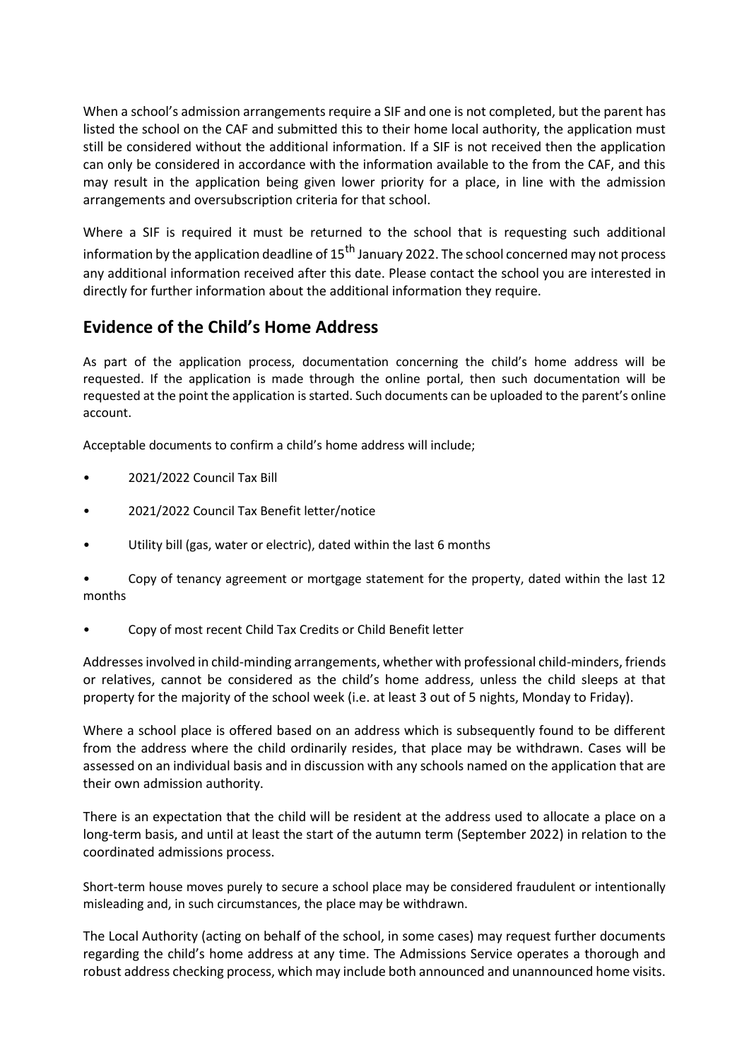When a school's admission arrangements require a SIF and one is not completed, but the parent has listed the school on the CAF and submitted this to their home local authority, the application must still be considered without the additional information. If a SIF is not received then the application can only be considered in accordance with the information available to the from the CAF, and this may result in the application being given lower priority for a place, in line with the admission arrangements and oversubscription criteria for that school.

Where a SIF is required it must be returned to the school that is requesting such additional information by the application deadline of 15th January 2022. The school concerned may not process any additional information received after this date. Please contact the school you are interested in directly for further information about the additional information they require.

## Evidence of the Child's Home Address

As part of the application process, documentation concerning the child's home address will be requested. If the application is made through the online portal, then such documentation will be requested at the point the application is started. Such documents can be uploaded to the parent's online account.

Acceptable documents to confirm a child's home address will include;

- 2021/2022 Council Tax Bill
- 2021/2022 Council Tax Benefit letter/notice
- Utility bill (gas, water or electric), dated within the last 6 months
- Copy of tenancy agreement or mortgage statement for the property, dated within the last 12 months
- Copy of most recent Child Tax Credits or Child Benefit letter

Addresses involved in child-minding arrangements, whether with professional child-minders, friends or relatives, cannot be considered as the child's home address, unless the child sleeps at that property for the majority of the school week (i.e. at least 3 out of 5 nights, Monday to Friday).

Where a school place is offered based on an address which is subsequently found to be different from the address where the child ordinarily resides, that place may be withdrawn. Cases will be assessed on an individual basis and in discussion with any schools named on the application that are their own admission authority.

There is an expectation that the child will be resident at the address used to allocate a place on a long-term basis, and until at least the start of the autumn term (September 2022) in relation to the coordinated admissions process.

Short-term house moves purely to secure a school place may be considered fraudulent or intentionally misleading and, in such circumstances, the place may be withdrawn.

The Local Authority (acting on behalf of the school, in some cases) may request further documents regarding the child's home address at any time. The Admissions Service operates a thorough and robust address checking process, which may include both announced and unannounced home visits.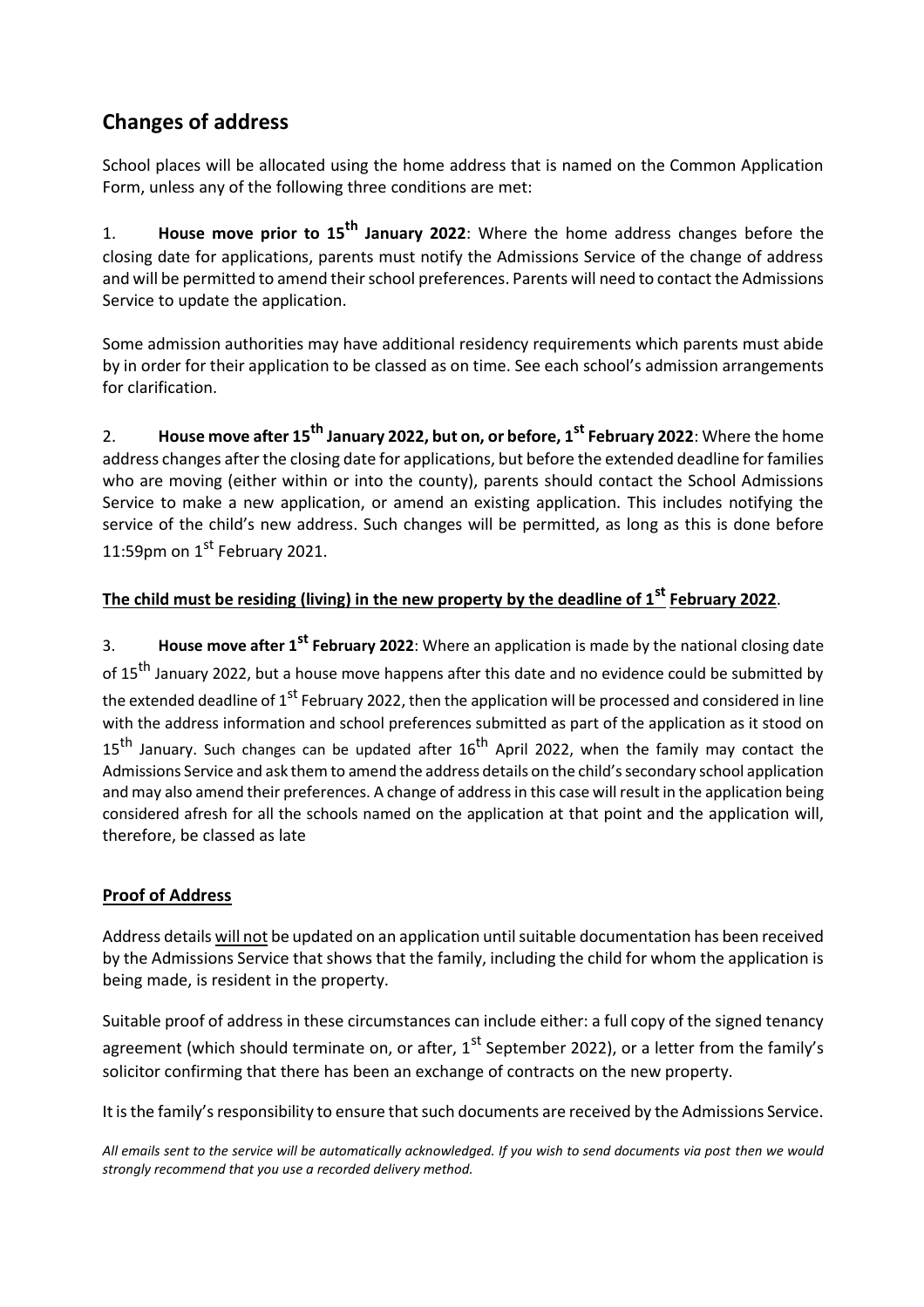## Changes of address

School places will be allocated using the home address that is named on the Common Application Form, unless any of the following three conditions are met:

1. **House move prior to 15th January 2022**: Where the home address changes before the closing date for applications, parents must notify the Admissions Service of the change of address and will be permitted to amend their school preferences. Parents will need to contact the Admissions Service to update the application.

Some admission authorities may have additional residency requirements which parents must abide by in order for their application to be classed as on time. See each school's admission arrangements for clarification.

2. **House move after 15th January 2022, but on, or before, 1st February 2022**: Where the home address changes after the closing date for applications, but before the extended deadline for families who are moving (either within or into the county), parents should contact the School Admissions Service to make a new application, or amend an existing application. This includes notifying the service of the child's new address. Such changes will be permitted, as long as this is done before 11:59pm on 1st February 2021.

**<u>The child must be residing (living) in the new property by the deadline of 1st February 2022</u>**.

3. **House move after 1st February 2022**: Where an application is made by the national closing date of 15th January 2022, but a house move happens after this date and no evidence could be submitted by the extended deadline of 1st February 2022, then the application will be processed and considered in line with the address information and school preferences submitted as part of the application as it stood on 15th January. Such changes can be updated after 16th April 2022, when the family may contact the Admissions Service and ask them to amend the address details on the child's secondary school application and may also amend their preferences. A change of address in this case will result in the application being considered afresh for all the schools named on the application at that point and the application will, therefore, be classed as late

### Proof of Address

Address details <u>will not</u> be updated on an application until suitable documentation has been received by the Admissions Service that shows that the family, including the child for whom the application is being made, is resident in the property.

Suitable proof of address in these circumstances can include either: a full copy of the signed tenancy agreement (which should terminate on, or after, 1st September 2022), or a letter from the family's solicitor confirming that there has been an exchange of contracts on the new property.

It is the family's responsibility to ensure that such documents are received by the Admissions Service.

*All emails sent to the service will be automatically acknowledged. If you wish to send documents via post then we would strongly recommend that you use a recorded delivery method.*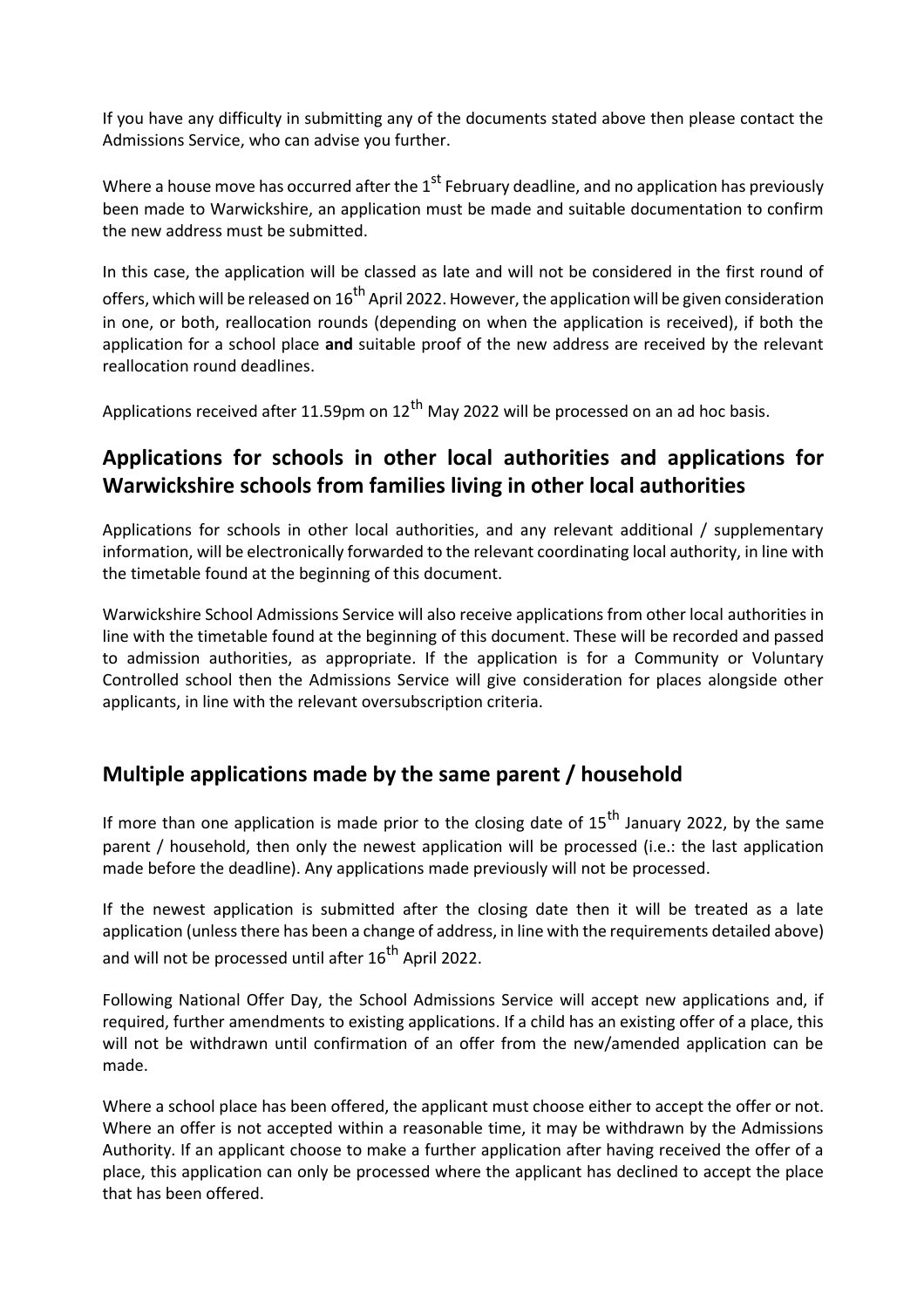If you have any difficulty in submitting any of the documents stated above then please contact the Admissions Service, who can advise you further.

Where a house move has occurred after the 1st February deadline, and no application has previously been made to Warwickshire, an application must be made and suitable documentation to confirm the new address must be submitted.

In this case, the application will be classed as late and will not be considered in the first round of offers, which will be released on 16th April 2022. However, the application will be given consideration in one, or both, reallocation rounds (depending on when the application is received), if both the application for a school place **and** suitable proof of the new address are received by the relevant reallocation round deadlines.

Applications received after 11.59pm on 12th May 2022 will be processed on an ad hoc basis.

## Applications for schools in other local authorities and applications for Warwickshire schools from families living in other local authorities

Applications for schools in other local authorities, and any relevant additional / supplementary information, will be electronically forwarded to the relevant coordinating local authority, in line with the timetable found at the beginning of this document.

Warwickshire School Admissions Service will also receive applications from other local authorities in line with the timetable found at the beginning of this document. These will be recorded and passed to admission authorities, as appropriate. If the application is for a Community or Voluntary Controlled school then the Admissions Service will give consideration for places alongside other applicants, in line with the relevant oversubscription criteria.

## Multiple applications made by the same parent / household

If more than one application is made prior to the closing date of 15th January 2022, by the same parent / household, then only the newest application will be processed (i.e.: the last application made before the deadline). Any applications made previously will not be processed.

If the newest application is submitted after the closing date then it will be treated as a late application (unless there has been a change of address, in line with the requirements detailed above) and will not be processed until after 16th April 2022.

Following National Offer Day, the School Admissions Service will accept new applications and, if required, further amendments to existing applications. If a child has an existing offer of a place, this will not be withdrawn until confirmation of an offer from the new/amended application can be made.

Where a school place has been offered, the applicant must choose either to accept the offer or not. Where an offer is not accepted within a reasonable time, it may be withdrawn by the Admissions Authority. If an applicant choose to make a further application after having received the offer of a place, this application can only be processed where the applicant has declined to accept the place that has been offered.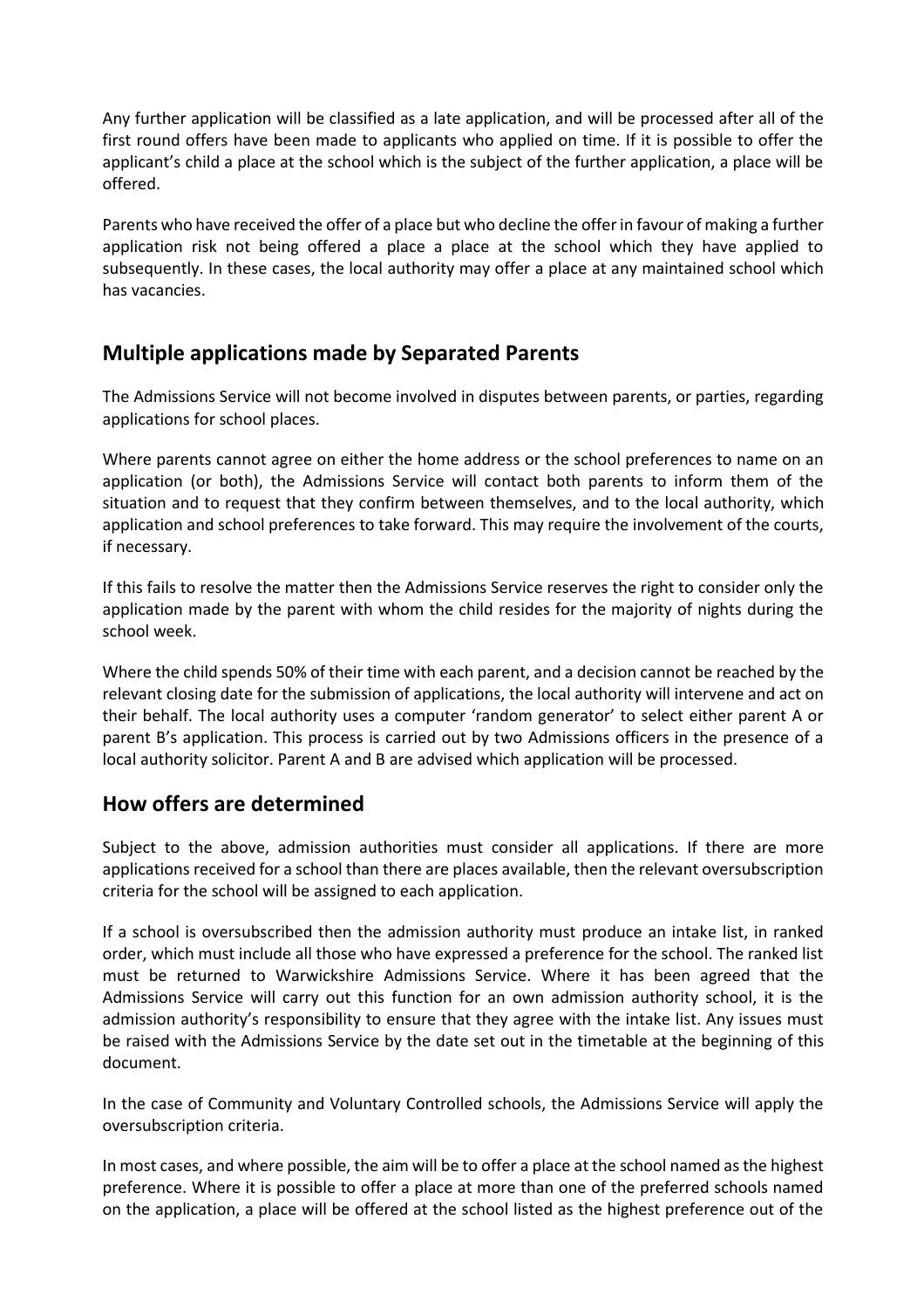Any further application will be classified as a late application, and will be processed after all of the first round offers have been made to applicants who applied on time. If it is possible to offer the applicant's child a place at the school which is the subject of the further application, a place will be offered.

Parents who have received the offer of a place but who decline the offer in favour of making a further application risk not being offered a place a place at the school which they have applied to subsequently. In these cases, the local authority may offer a place at any maintained school which has vacancies.

## Multiple applications made by Separated Parents

The Admissions Service will not become involved in disputes between parents, or parties, regarding applications for school places.

Where parents cannot agree on either the home address or the school preferences to name on an application (or both), the Admissions Service will contact both parents to inform them of the situation and to request that they confirm between themselves, and to the local authority, which application and school preferences to take forward. This may require the involvement of the courts, if necessary.

If this fails to resolve the matter then the Admissions Service reserves the right to consider only the application made by the parent with whom the child resides for the majority of nights during the school week.

Where the child spends 50% of their time with each parent, and a decision cannot be reached by the relevant closing date for the submission of applications, the local authority will intervene and act on their behalf. The local authority uses a computer 'random generator' to select either parent A or parent B's application. This process is carried out by two Admissions officers in the presence of a local authority solicitor. Parent A and B are advised which application will be processed.

## How offers are determined

Subject to the above, admission authorities must consider all applications. If there are more applications received for a school than there are places available, then the relevant oversubscription criteria for the school will be assigned to each application.

If a school is oversubscribed then the admission authority must produce an intake list, in ranked order, which must include all those who have expressed a preference for the school. The ranked list must be returned to Warwickshire Admissions Service. Where it has been agreed that the Admissions Service will carry out this function for an own admission authority school, it is the admission authority's responsibility to ensure that they agree with the intake list. Any issues must be raised with the Admissions Service by the date set out in the timetable at the beginning of this document.

In the case of Community and Voluntary Controlled schools, the Admissions Service will apply the oversubscription criteria.

In most cases, and where possible, the aim will be to offer a place at the school named as the highest preference. Where it is possible to offer a place at more than one of the preferred schools named on the application, a place will be offered at the school listed as the highest preference out of the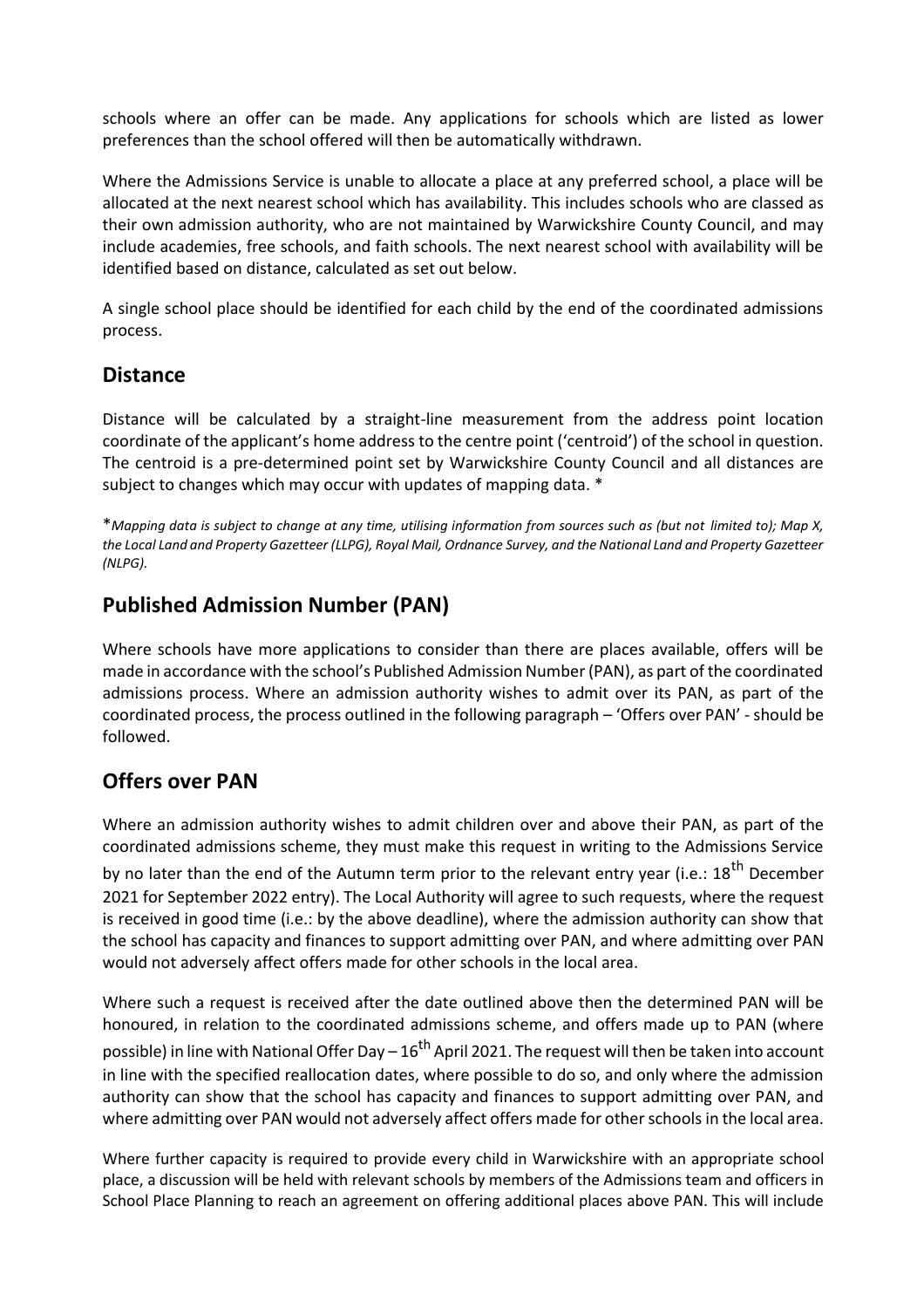schools where an offer can be made. Any applications for schools which are listed as lower preferences than the school offered will then be automatically withdrawn.

Where the Admissions Service is unable to allocate a place at any preferred school, a place will be allocated at the next nearest school which has availability. This includes schools who are classed as their own admission authority, who are not maintained by Warwickshire County Council, and may include academies, free schools, and faith schools. The next nearest school with availability will be identified based on distance, calculated as set out below.

A single school place should be identified for each child by the end of the coordinated admissions process.

## Distance

Distance will be calculated by a straight-line measurement from the address point location coordinate of the applicant's home address to the centre point ('centroid') of the school in question. The centroid is a pre-determined point set by Warwickshire County Council and all distances are subject to changes which may occur with updates of mapping data. *

**Mapping data is subject to change at any time, utilising information from sources such as (but not limited to); Map X, the Local Land and Property Gazetteer (LLPG), Royal Mail, Ordnance Survey, and the National Land and Property Gazetteer (NLPG).*

## Published Admission Number (PAN)

Where schools have more applications to consider than there are places available, offers will be made in accordance with the school's Published Admission Number (PAN), as part of the coordinated admissions process. Where an admission authority wishes to admit over its PAN, as part of the coordinated process, the process outlined in the following paragraph – 'Offers over PAN' - should be followed.

## Offers over PAN

Where an admission authority wishes to admit children over and above their PAN, as part of the coordinated admissions scheme, they must make this request in writing to the Admissions Service by no later than the end of the Autumn term prior to the relevant entry year (i.e.: 18th December 2021 for September 2022 entry). The Local Authority will agree to such requests, where the request is received in good time (i.e.: by the above deadline), where the admission authority can show that the school has capacity and finances to support admitting over PAN, and where admitting over PAN would not adversely affect offers made for other schools in the local area.

Where such a request is received after the date outlined above then the determined PAN will be honoured, in relation to the coordinated admissions scheme, and offers made up to PAN (where possible) in line with National Offer Day – 16th April 2021. The request will then be taken into account in line with the specified reallocation dates, where possible to do so, and only where the admission authority can show that the school has capacity and finances to support admitting over PAN, and where admitting over PAN would not adversely affect offers made for other schools in the local area.

Where further capacity is required to provide every child in Warwickshire with an appropriate school place, a discussion will be held with relevant schools by members of the Admissions team and officers in School Place Planning to reach an agreement on offering additional places above PAN. This will include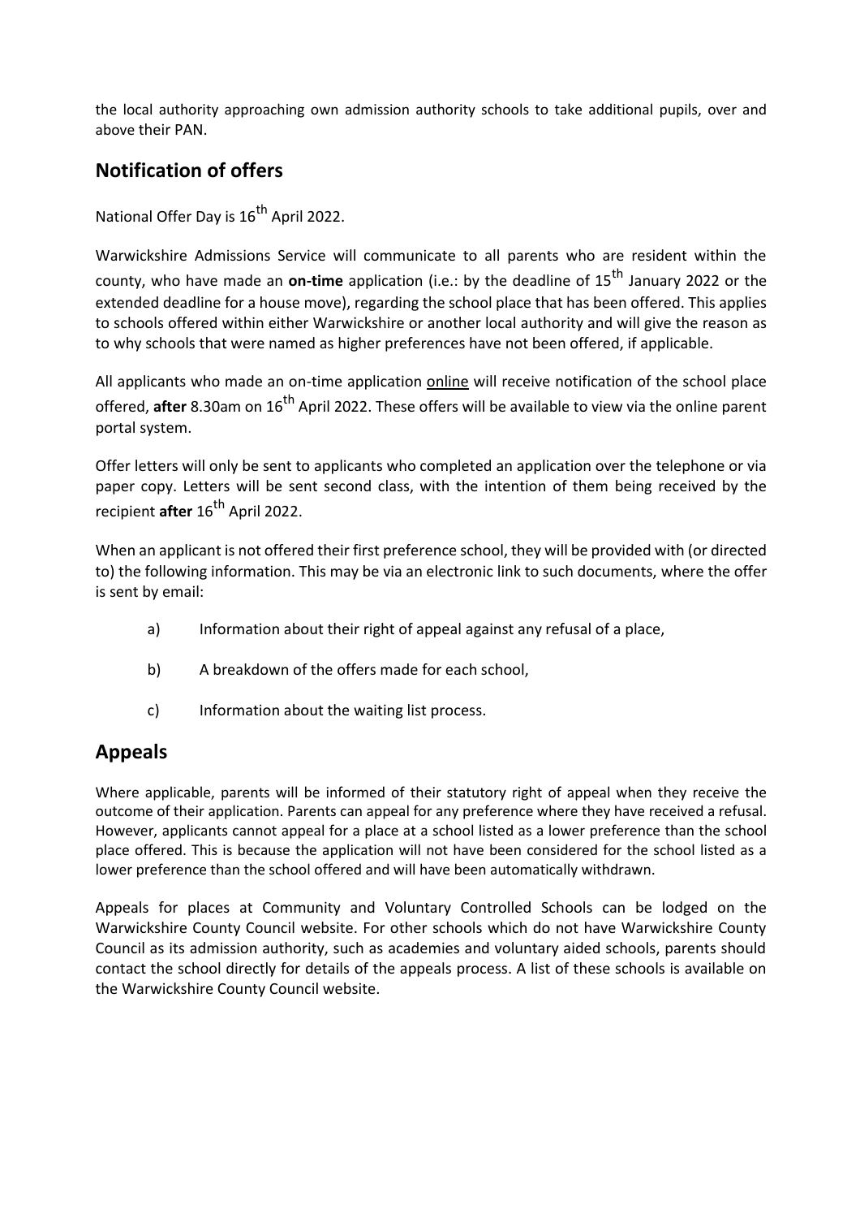the local authority approaching own admission authority schools to take additional pupils, over and above their PAN.

## Notification of offers

National Offer Day is 16th April 2022.

Warwickshire Admissions Service will communicate to all parents who are resident within the county, who have made an **on-time** application (i.e.: by the deadline of 15th January 2022 or the extended deadline for a house move), regarding the school place that has been offered. This applies to schools offered within either Warwickshire or another local authority and will give the reason as to why schools that were named as higher preferences have not been offered, if applicable.

All applicants who made an on-time application online will receive notification of the school place offered, **after** 8.30am on 16th April 2022. These offers will be available to view via the online parent portal system.

Offer letters will only be sent to applicants who completed an application over the telephone or via paper copy. Letters will be sent second class, with the intention of them being received by the recipient **after** 16th April 2022.

When an applicant is not offered their first preference school, they will be provided with (or directed to) the following information. This may be via an electronic link to such documents, where the offer is sent by email:

a) Information about their right of appeal against any refusal of a place,

b) A breakdown of the offers made for each school,

c) Information about the waiting list process.

## Appeals

Where applicable, parents will be informed of their statutory right of appeal when they receive the outcome of their application. Parents can appeal for any preference where they have received a refusal. However, applicants cannot appeal for a place at a school listed as a lower preference than the school place offered. This is because the application will not have been considered for the school listed as a lower preference than the school offered and will have been automatically withdrawn.

Appeals for places at Community and Voluntary Controlled Schools can be lodged on the Warwickshire County Council website. For other schools which do not have Warwickshire County Council as its admission authority, such as academies and voluntary aided schools, parents should contact the school directly for details of the appeals process. A list of these schools is available on the Warwickshire County Council website.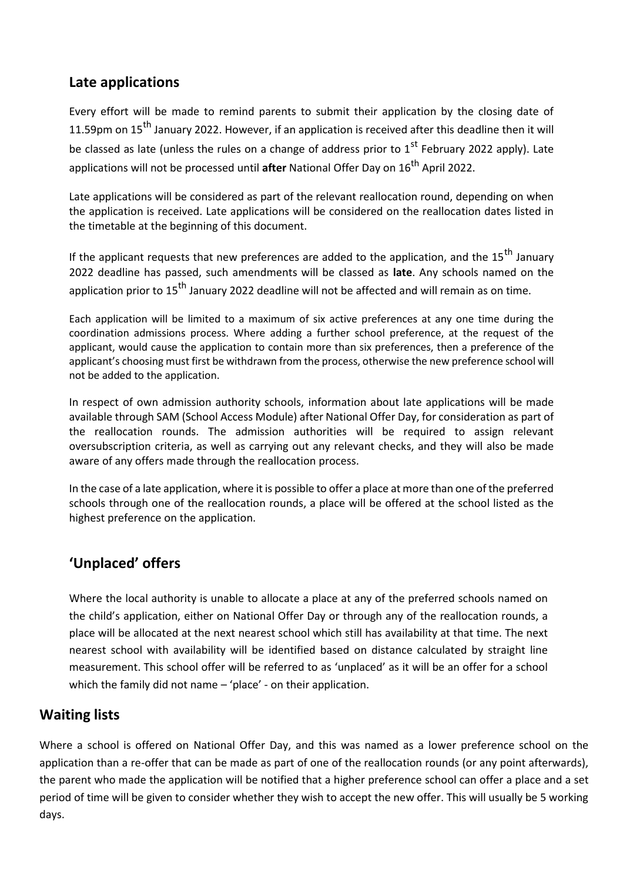## Late applications

Every effort will be made to remind parents to submit their application by the closing date of 11.59pm on 15th January 2022. However, if an application is received after this deadline then it will be classed as late (unless the rules on a change of address prior to 1st February 2022 apply). Late applications will not be processed until **after** National Offer Day on 16th April 2022.

Late applications will be considered as part of the relevant reallocation round, depending on when the application is received. Late applications will be considered on the reallocation dates listed in the timetable at the beginning of this document.

If the applicant requests that new preferences are added to the application, and the 15th January 2022 deadline has passed, such amendments will be classed as **late**. Any schools named on the application prior to 15th January 2022 deadline will not be affected and will remain as on time.

Each application will be limited to a maximum of six active preferences at any one time during the coordination admissions process. Where adding a further school preference, at the request of the applicant, would cause the application to contain more than six preferences, then a preference of the applicant's choosing must first be withdrawn from the process, otherwise the new preference school will not be added to the application.

In respect of own admission authority schools, information about late applications will be made available through SAM (School Access Module) after National Offer Day, for consideration as part of the reallocation rounds. The admission authorities will be required to assign relevant oversubscription criteria, as well as carrying out any relevant checks, and they will also be made aware of any offers made through the reallocation process.

In the case of a late application, where it is possible to offer a place at more than one of the preferred schools through one of the reallocation rounds, a place will be offered at the school listed as the highest preference on the application.

## 'Unplaced' offers

Where the local authority is unable to allocate a place at any of the preferred schools named on the child's application, either on National Offer Day or through any of the reallocation rounds, a place will be allocated at the next nearest school which still has availability at that time. The next nearest school with availability will be identified based on distance calculated by straight line measurement. This school offer will be referred to as 'unplaced' as it will be an offer for a school which the family did not name – 'place' - on their application.

## Waiting lists

Where a school is offered on National Offer Day, and this was named as a lower preference school on the application than a re-offer that can be made as part of one of the reallocation rounds (or any point afterwards), the parent who made the application will be notified that a higher preference school can offer a place and a set period of time will be given to consider whether they wish to accept the new offer. This will usually be 5 working days.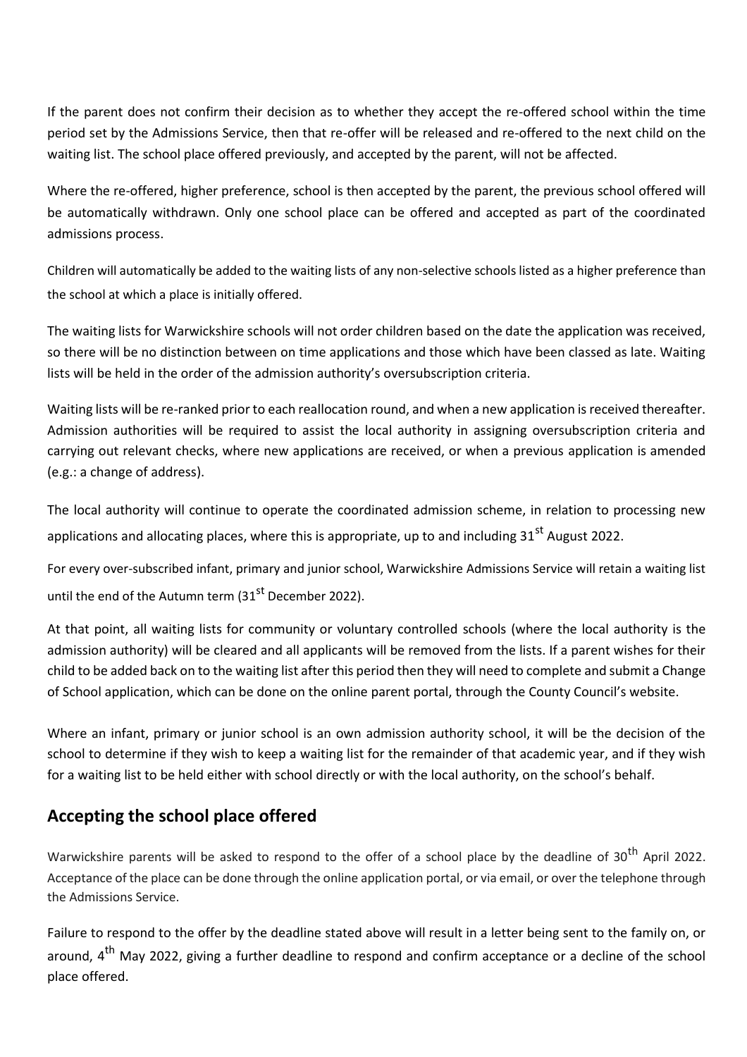If the parent does not confirm their decision as to whether they accept the re-offered school within the time period set by the Admissions Service, then that re-offer will be released and re-offered to the next child on the waiting list. The school place offered previously, and accepted by the parent, will not be affected.

Where the re-offered, higher preference, school is then accepted by the parent, the previous school offered will be automatically withdrawn. Only one school place can be offered and accepted as part of the coordinated admissions process.

Children will automatically be added to the waiting lists of any non-selective schools listed as a higher preference than the school at which a place is initially offered.

The waiting lists for Warwickshire schools will not order children based on the date the application was received, so there will be no distinction between on time applications and those which have been classed as late. Waiting lists will be held in the order of the admission authority's oversubscription criteria.

Waiting lists will be re-ranked prior to each reallocation round, and when a new application is received thereafter. Admission authorities will be required to assist the local authority in assigning oversubscription criteria and carrying out relevant checks, where new applications are received, or when a previous application is amended (e.g.: a change of address).

The local authority will continue to operate the coordinated admission scheme, in relation to processing new applications and allocating places, where this is appropriate, up to and including 31st August 2022.

For every over-subscribed infant, primary and junior school, Warwickshire Admissions Service will retain a waiting list until the end of the Autumn term (31st December 2022).

At that point, all waiting lists for community or voluntary controlled schools (where the local authority is the admission authority) will be cleared and all applicants will be removed from the lists. If a parent wishes for their child to be added back on to the waiting list after this period then they will need to complete and submit a Change of School application, which can be done on the online parent portal, through the County Council's website.

Where an infant, primary or junior school is an own admission authority school, it will be the decision of the school to determine if they wish to keep a waiting list for the remainder of that academic year, and if they wish for a waiting list to be held either with school directly or with the local authority, on the school's behalf.

## Accepting the school place offered

Warwickshire parents will be asked to respond to the offer of a school place by the deadline of 30th April 2022. Acceptance of the place can be done through the online application portal, or via email, or over the telephone through the Admissions Service.

Failure to respond to the offer by the deadline stated above will result in a letter being sent to the family on, or around, 4th May 2022, giving a further deadline to respond and confirm acceptance or a decline of the school place offered.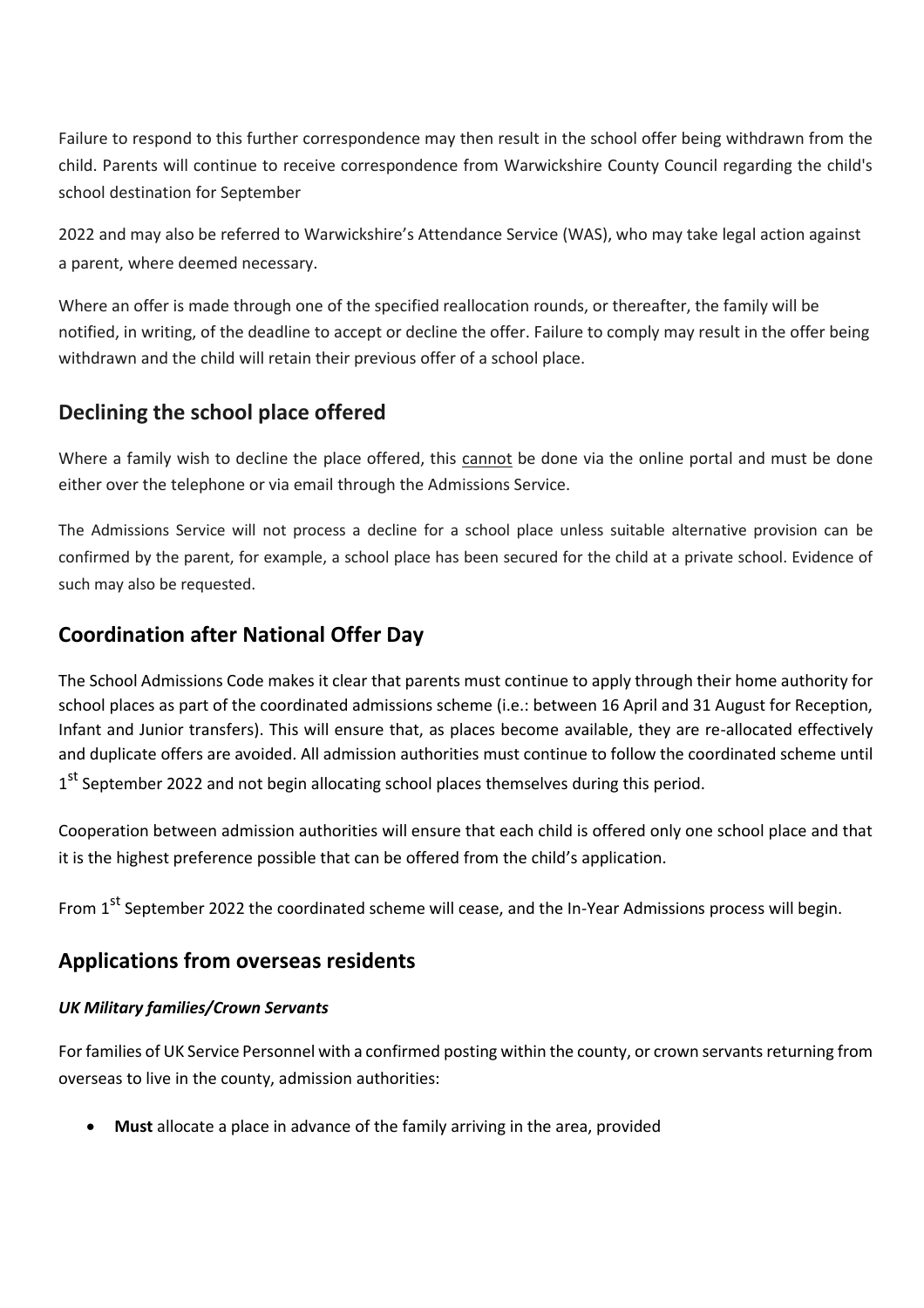Failure to respond to this further correspondence may then result in the school offer being withdrawn from the child. Parents will continue to receive correspondence from Warwickshire County Council regarding the child's school destination for September

2022 and may also be referred to Warwickshire's Attendance Service (WAS), who may take legal action against a parent, where deemed necessary.

Where an offer is made through one of the specified reallocation rounds, or thereafter, the family will be notified, in writing, of the deadline to accept or decline the offer. Failure to comply may result in the offer being withdrawn and the child will retain their previous offer of a school place.

## Declining the school place offered

Where a family wish to decline the place offered, this cannot be done via the online portal and must be done either over the telephone or via email through the Admissions Service.

The Admissions Service will not process a decline for a school place unless suitable alternative provision can be confirmed by the parent, for example, a school place has been secured for the child at a private school. Evidence of such may also be requested.

## Coordination after National Offer Day

The School Admissions Code makes it clear that parents must continue to apply through their home authority for school places as part of the coordinated admissions scheme (i.e.: between 16 April and 31 August for Reception, Infant and Junior transfers). This will ensure that, as places become available, they are re-allocated effectively and duplicate offers are avoided. All admission authorities must continue to follow the coordinated scheme until 1st September 2022 and not begin allocating school places themselves during this period.

Cooperation between admission authorities will ensure that each child is offered only one school place and that it is the highest preference possible that can be offered from the child's application.

From 1st September 2022 the coordinated scheme will cease, and the In-Year Admissions process will begin.

## Applications from overseas residents

***UK Military families/Crown Servants***

For families of UK Service Personnel with a confirmed posting within the county, or crown servants returning from overseas to live in the county, admission authorities:

- **Must** allocate a place in advance of the family arriving in the area, provided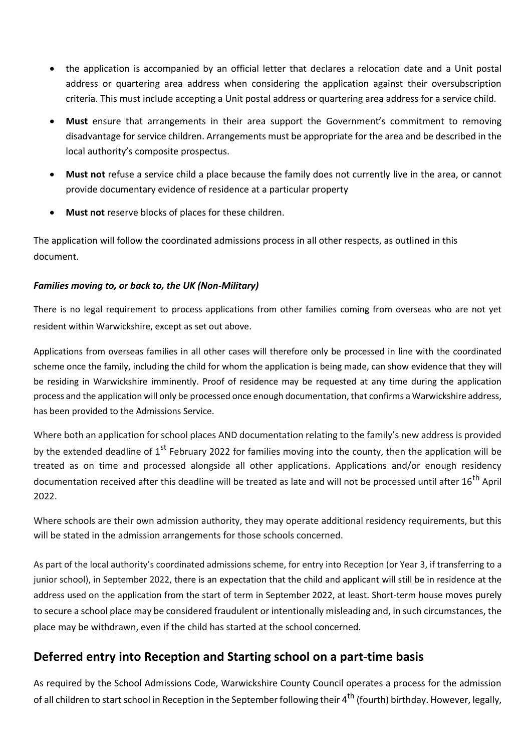- the application is accompanied by an official letter that declares a relocation date and a Unit postal address or quartering area address when considering the application against their oversubscription criteria. This must include accepting a Unit postal address or quartering area address for a service child.
- **Must** ensure that arrangements in their area support the Government's commitment to removing disadvantage for service children. Arrangements must be appropriate for the area and be described in the local authority's composite prospectus.
- **Must not** refuse a service child a place because the family does not currently live in the area, or cannot provide documentary evidence of residence at a particular property
- **Must not** reserve blocks of places for these children.

The application will follow the coordinated admissions process in all other respects, as outlined in this document.

***Families moving to, or back to, the UK (Non-Military)***

There is no legal requirement to process applications from other families coming from overseas who are not yet resident within Warwickshire, except as set out above.

Applications from overseas families in all other cases will therefore only be processed in line with the coordinated scheme once the family, including the child for whom the application is being made, can show evidence that they will be residing in Warwickshire imminently. Proof of residence may be requested at any time during the application process and the application will only be processed once enough documentation, that confirms a Warwickshire address, has been provided to the Admissions Service.

Where both an application for school places AND documentation relating to the family's new address is provided by the extended deadline of 1st February 2022 for families moving into the county, then the application will be treated as on time and processed alongside all other applications. Applications and/or enough residency documentation received after this deadline will be treated as late and will not be processed until after 16th April 2022.

Where schools are their own admission authority, they may operate additional residency requirements, but this will be stated in the admission arrangements for those schools concerned.

As part of the local authority's coordinated admissions scheme, for entry into Reception (or Year 3, if transferring to a junior school), in September 2022, there is an expectation that the child and applicant will still be in residence at the address used on the application from the start of term in September 2022, at least. Short-term house moves purely to secure a school place may be considered fraudulent or intentionally misleading and, in such circumstances, the place may be withdrawn, even if the child has started at the school concerned.

## Deferred entry into Reception and Starting school on a part-time basis

As required by the School Admissions Code, Warwickshire County Council operates a process for the admission of all children to start school in Reception in the September following their 4th (fourth) birthday. However, legally,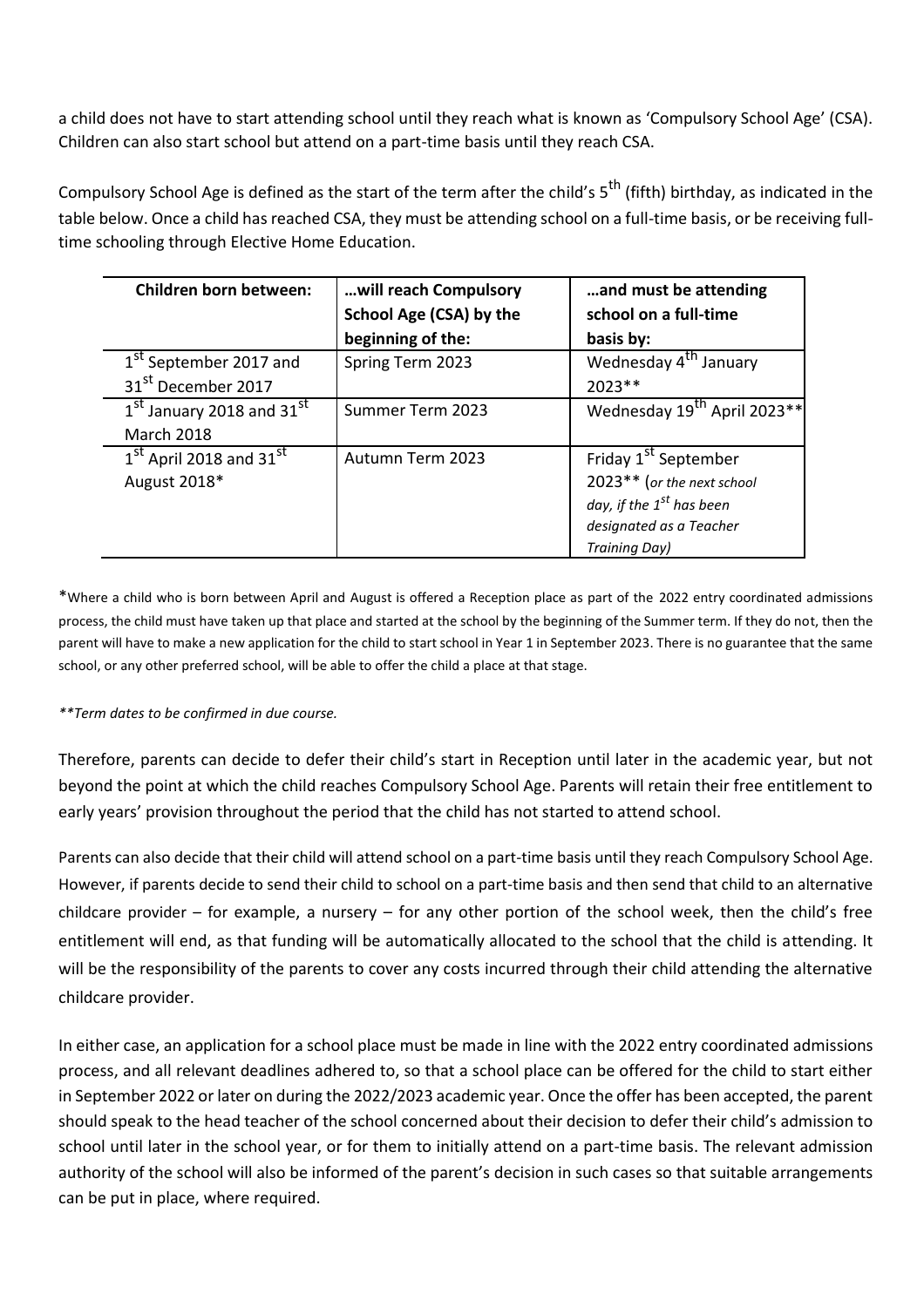a child does not have to start attending school until they reach what is known as 'Compulsory School Age' (CSA). Children can also start school but attend on a part-time basis until they reach CSA.

Compulsory School Age is defined as the start of the term after the child's 5th (fifth) birthday, as indicated in the table below. Once a child has reached CSA, they must be attending school on a full-time basis, or be receiving full-time schooling through Elective Home Education.

| Children born between: | …will reach Compulsory School Age (CSA) by the beginning of the: | …and must be attending school on a full-time basis by: |
|---|---|---|
| 1st September 2017 and 31st December 2017 | Spring Term 2023 | Wednesday 4th January 2023** |
| 1st January 2018 and 31st March 2018 | Summer Term 2023 | Wednesday 19th April 2023** |
| 1st April 2018 and 31st August 2018* | Autumn Term 2023 | Friday 1st September 2023** (*or the next school day, if the 1st has been designated as a Teacher Training Day)* |

*Where a child who is born between April and August is offered a Reception place as part of the 2022 entry coordinated admissions process, the child must have taken up that place and started at the school by the beginning of the Summer term. If they do not, then the parent will have to make a new application for the child to start school in Year 1 in September 2023. There is no guarantee that the same school, or any other preferred school, will be able to offer the child a place at that stage.

*\*\*Term dates to be confirmed in due course.*

Therefore, parents can decide to defer their child's start in Reception until later in the academic year, but not beyond the point at which the child reaches Compulsory School Age. Parents will retain their free entitlement to early years' provision throughout the period that the child has not started to attend school.

Parents can also decide that their child will attend school on a part-time basis until they reach Compulsory School Age. However, if parents decide to send their child to school on a part-time basis and then send that child to an alternative childcare provider – for example, a nursery – for any other portion of the school week, then the child's free entitlement will end, as that funding will be automatically allocated to the school that the child is attending. It will be the responsibility of the parents to cover any costs incurred through their child attending the alternative childcare provider.

In either case, an application for a school place must be made in line with the 2022 entry coordinated admissions process, and all relevant deadlines adhered to, so that a school place can be offered for the child to start either in September 2022 or later on during the 2022/2023 academic year. Once the offer has been accepted, the parent should speak to the head teacher of the school concerned about their decision to defer their child's admission to school until later in the school year, or for them to initially attend on a part-time basis. The relevant admission authority of the school will also be informed of the parent's decision in such cases so that suitable arrangements can be put in place, where required.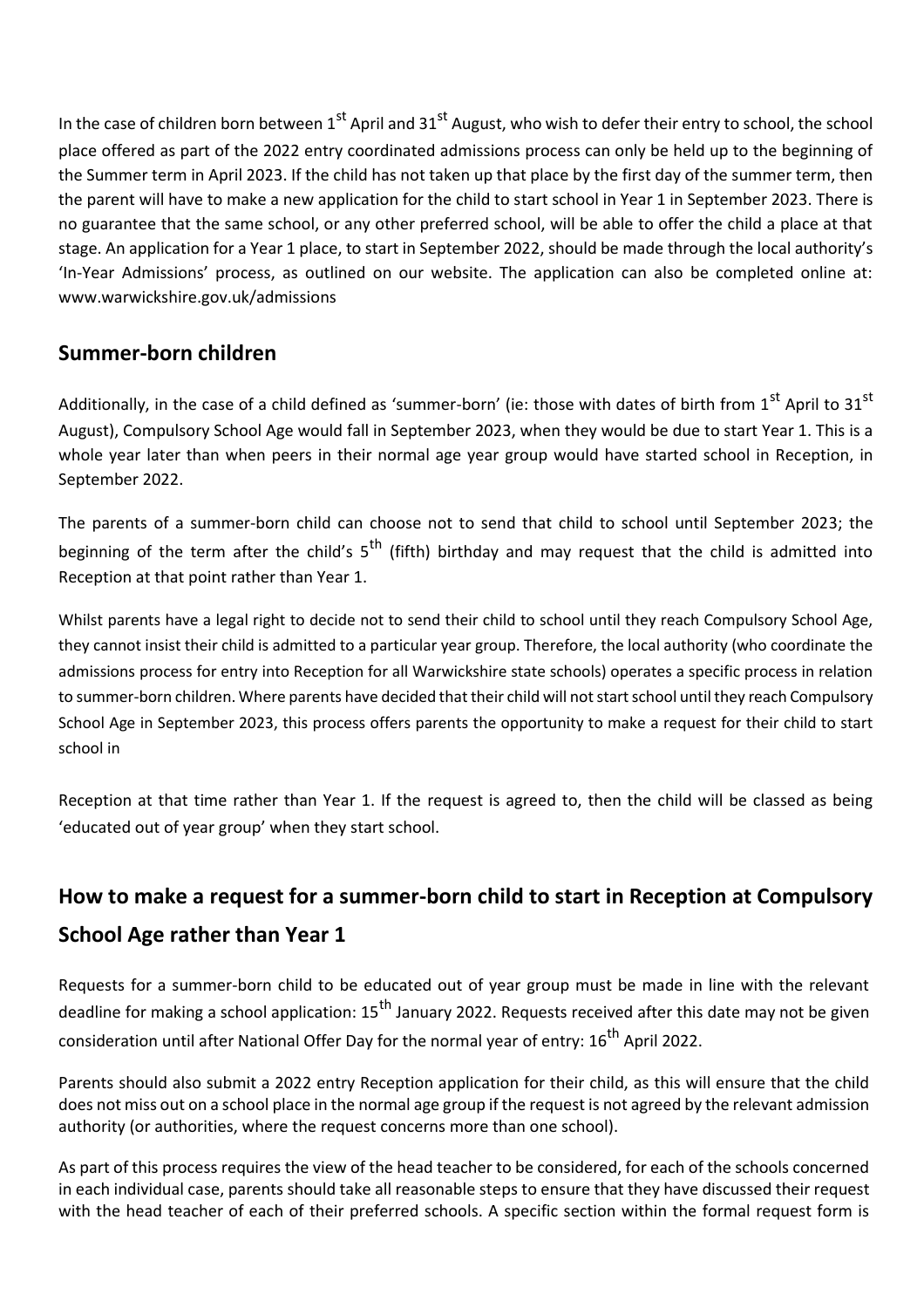In the case of children born between 1st April and 31st August, who wish to defer their entry to school, the school place offered as part of the 2022 entry coordinated admissions process can only be held up to the beginning of the Summer term in April 2023. If the child has not taken up that place by the first day of the summer term, then the parent will have to make a new application for the child to start school in Year 1 in September 2023. There is no guarantee that the same school, or any other preferred school, will be able to offer the child a place at that stage. An application for a Year 1 place, to start in September 2022, should be made through the local authority's 'In-Year Admissions' process, as outlined on our website. The application can also be completed online at: www.warwickshire.gov.uk/admissions

## Summer-born children

Additionally, in the case of a child defined as 'summer-born' (ie: those with dates of birth from 1st April to 31st August), Compulsory School Age would fall in September 2023, when they would be due to start Year 1. This is a whole year later than when peers in their normal age year group would have started school in Reception, in September 2022.

The parents of a summer-born child can choose not to send that child to school until September 2023; the beginning of the term after the child's 5th (fifth) birthday and may request that the child is admitted into Reception at that point rather than Year 1.

Whilst parents have a legal right to decide not to send their child to school until they reach Compulsory School Age, they cannot insist their child is admitted to a particular year group. Therefore, the local authority (who coordinate the admissions process for entry into Reception for all Warwickshire state schools) operates a specific process in relation to summer-born children. Where parents have decided that their child will not start school until they reach Compulsory School Age in September 2023, this process offers parents the opportunity to make a request for their child to start school in

Reception at that time rather than Year 1. If the request is agreed to, then the child will be classed as being 'educated out of year group' when they start school.

## How to make a request for a summer-born child to start in Reception at Compulsory School Age rather than Year 1

Requests for a summer-born child to be educated out of year group must be made in line with the relevant deadline for making a school application: 15th January 2022. Requests received after this date may not be given consideration until after National Offer Day for the normal year of entry: 16th April 2022.

Parents should also submit a 2022 entry Reception application for their child, as this will ensure that the child does not miss out on a school place in the normal age group if the request is not agreed by the relevant admission authority (or authorities, where the request concerns more than one school).

As part of this process requires the view of the head teacher to be considered, for each of the schools concerned in each individual case, parents should take all reasonable steps to ensure that they have discussed their request with the head teacher of each of their preferred schools. A specific section within the formal request form is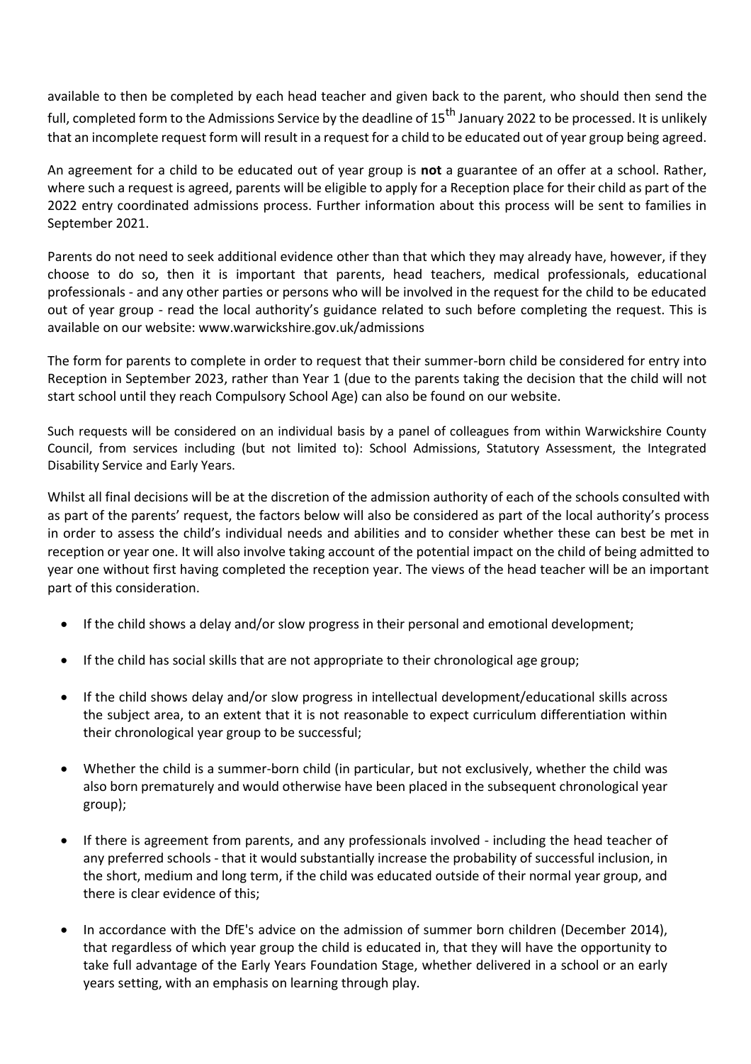available to then be completed by each head teacher and given back to the parent, who should then send the full, completed form to the Admissions Service by the deadline of 15th January 2022 to be processed. It is unlikely that an incomplete request form will result in a request for a child to be educated out of year group being agreed.

An agreement for a child to be educated out of year group is **not** a guarantee of an offer at a school. Rather, where such a request is agreed, parents will be eligible to apply for a Reception place for their child as part of the 2022 entry coordinated admissions process. Further information about this process will be sent to families in September 2021.

Parents do not need to seek additional evidence other than that which they may already have, however, if they choose to do so, then it is important that parents, head teachers, medical professionals, educational professionals - and any other parties or persons who will be involved in the request for the child to be educated out of year group - read the local authority's guidance related to such before completing the request. This is available on our website: www.warwickshire.gov.uk/admissions

The form for parents to complete in order to request that their summer-born child be considered for entry into Reception in September 2023, rather than Year 1 (due to the parents taking the decision that the child will not start school until they reach Compulsory School Age) can also be found on our website.

Such requests will be considered on an individual basis by a panel of colleagues from within Warwickshire County Council, from services including (but not limited to): School Admissions, Statutory Assessment, the Integrated Disability Service and Early Years.

Whilst all final decisions will be at the discretion of the admission authority of each of the schools consulted with as part of the parents' request, the factors below will also be considered as part of the local authority's process in order to assess the child's individual needs and abilities and to consider whether these can best be met in reception or year one. It will also involve taking account of the potential impact on the child of being admitted to year one without first having completed the reception year. The views of the head teacher will be an important part of this consideration.

- If the child shows a delay and/or slow progress in their personal and emotional development;
- If the child has social skills that are not appropriate to their chronological age group;
- If the child shows delay and/or slow progress in intellectual development/educational skills across the subject area, to an extent that it is not reasonable to expect curriculum differentiation within their chronological year group to be successful;
- Whether the child is a summer-born child (in particular, but not exclusively, whether the child was also born prematurely and would otherwise have been placed in the subsequent chronological year group);
- If there is agreement from parents, and any professionals involved - including the head teacher of any preferred schools - that it would substantially increase the probability of successful inclusion, in the short, medium and long term, if the child was educated outside of their normal year group, and there is clear evidence of this;
- In accordance with the DfE's advice on the admission of summer born children (December 2014), that regardless of which year group the child is educated in, that they will have the opportunity to take full advantage of the Early Years Foundation Stage, whether delivered in a school or an early years setting, with an emphasis on learning through play.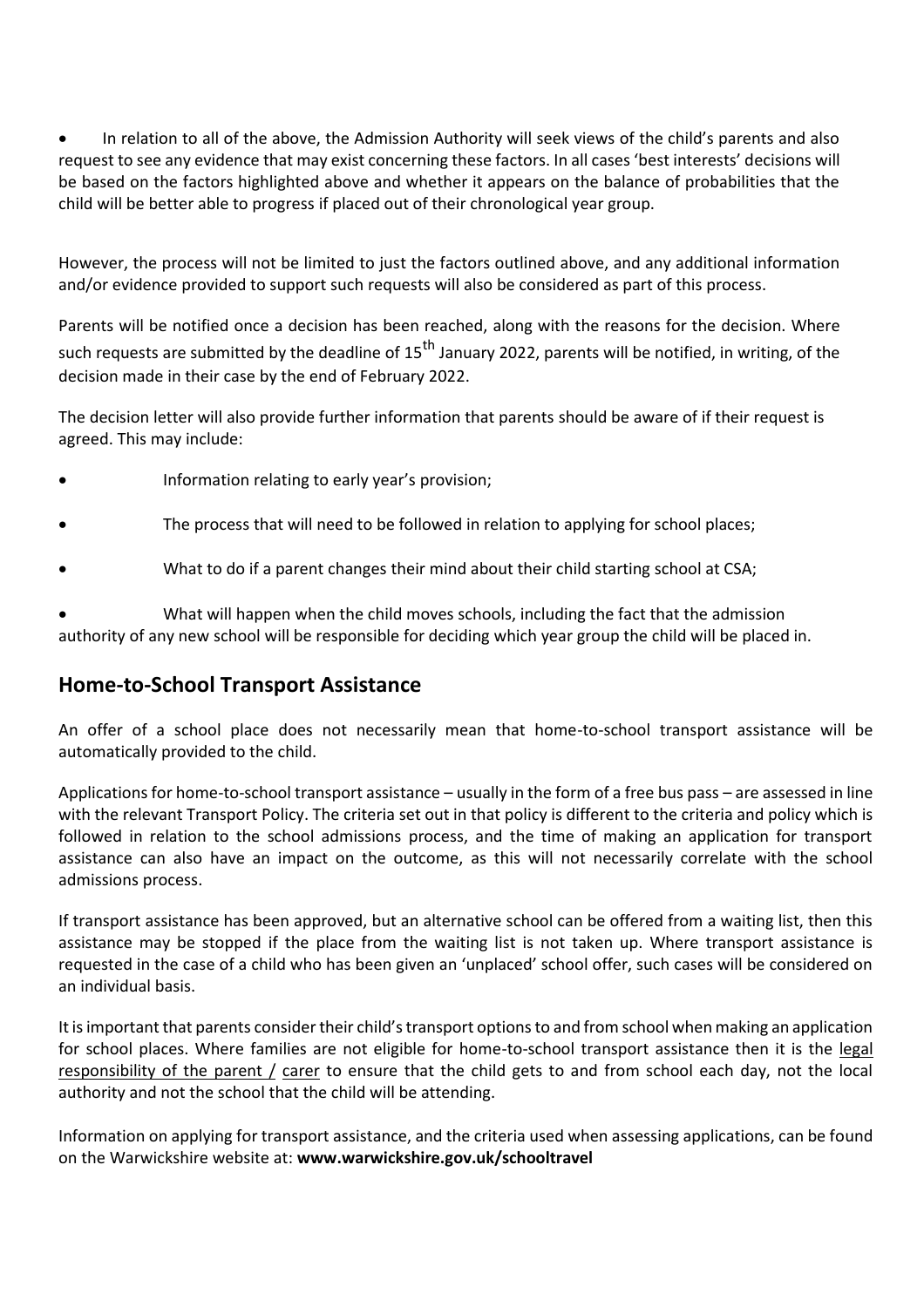- In relation to all of the above, the Admission Authority will seek views of the child's parents and also request to see any evidence that may exist concerning these factors. In all cases 'best interests' decisions will be based on the factors highlighted above and whether it appears on the balance of probabilities that the child will be better able to progress if placed out of their chronological year group.

However, the process will not be limited to just the factors outlined above, and any additional information and/or evidence provided to support such requests will also be considered as part of this process.

Parents will be notified once a decision has been reached, along with the reasons for the decision. Where such requests are submitted by the deadline of 15th January 2022, parents will be notified, in writing, of the decision made in their case by the end of February 2022.

The decision letter will also provide further information that parents should be aware of if their request is agreed. This may include:

- Information relating to early year's provision;
- The process that will need to be followed in relation to applying for school places;
- What to do if a parent changes their mind about their child starting school at CSA;
- What will happen when the child moves schools, including the fact that the admission authority of any new school will be responsible for deciding which year group the child will be placed in.

## Home-to-School Transport Assistance

An offer of a school place does not necessarily mean that home-to-school transport assistance will be automatically provided to the child.

Applications for home-to-school transport assistance – usually in the form of a free bus pass – are assessed in line with the relevant Transport Policy. The criteria set out in that policy is different to the criteria and policy which is followed in relation to the school admissions process, and the time of making an application for transport assistance can also have an impact on the outcome, as this will not necessarily correlate with the school admissions process.

If transport assistance has been approved, but an alternative school can be offered from a waiting list, then this assistance may be stopped if the place from the waiting list is not taken up. Where transport assistance is requested in the case of a child who has been given an 'unplaced' school offer, such cases will be considered on an individual basis.

It is important that parents consider their child's transport options to and from school when making an application for school places. Where families are not eligible for home-to-school transport assistance then it is the legal responsibility of the parent / carer to ensure that the child gets to and from school each day, not the local authority and not the school that the child will be attending.

Information on applying for transport assistance, and the criteria used when assessing applications, can be found on the Warwickshire website at: **www.warwickshire.gov.uk/schooltravel**